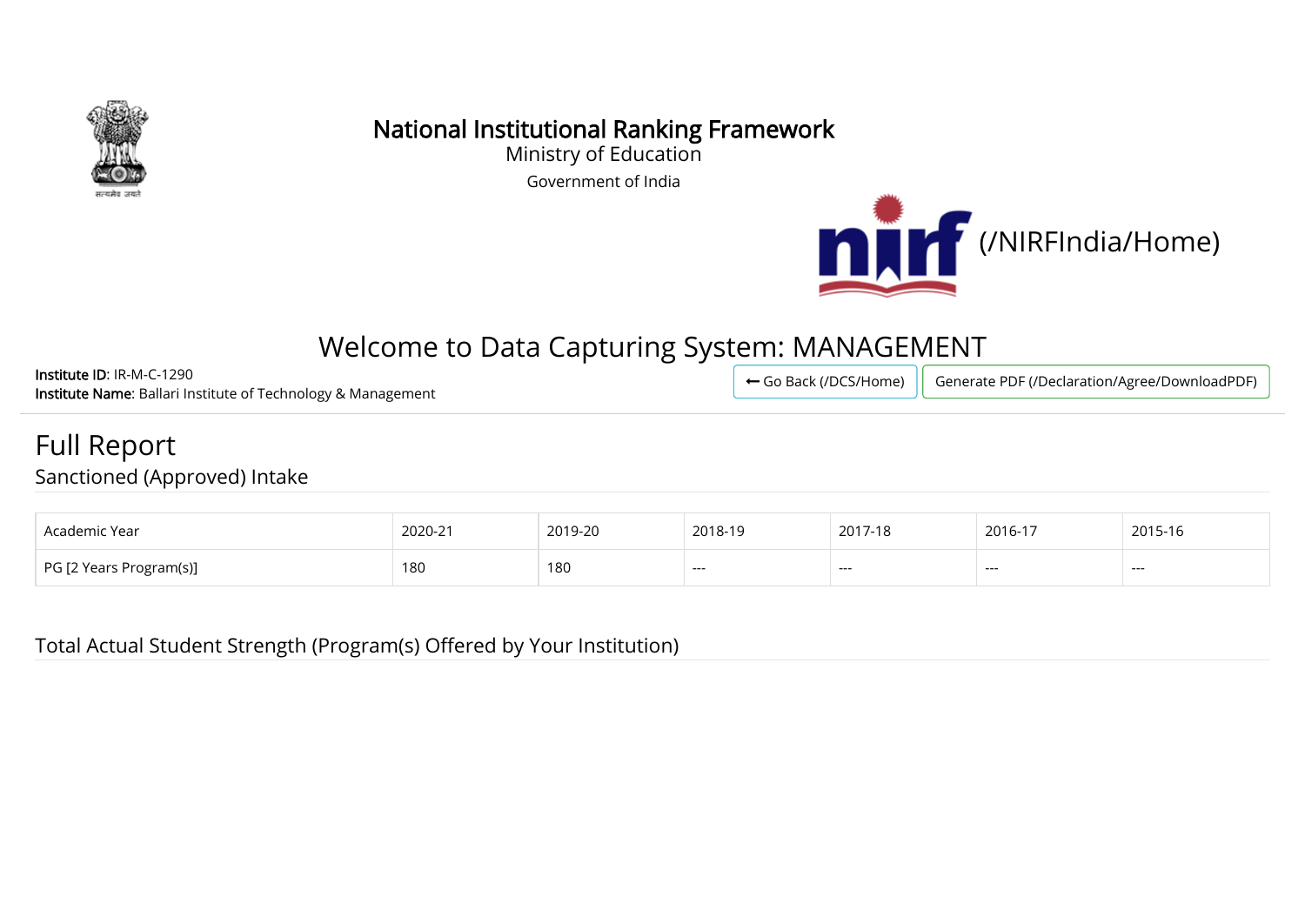# National Institutional Ranking Framework

Ministry of Education

Government of India

(/NIRFIndia/Home)

## Welcome to Data Capturing System: MANAGEMENT

**Institute ID**: IR-M-C-1290
**Institute Name**: Ballari Institute of Technology & Management

Go Back (/DCS/Home) | Generate PDF (/Declaration/Agree/DownloadPDF)

# Full Report

## Sanctioned (Approved) Intake

| Academic Year | 2020-21 | 2019-20 | 2018-19 | 2017-18 | 2016-17 | 2015-16 |
|---|---|---|---|---|---|---|
| PG [2 Years Program(s)] | 180 | 180 | --- | --- | --- | --- |

## Total Actual Student Strength (Program(s) Offered by Your Institution)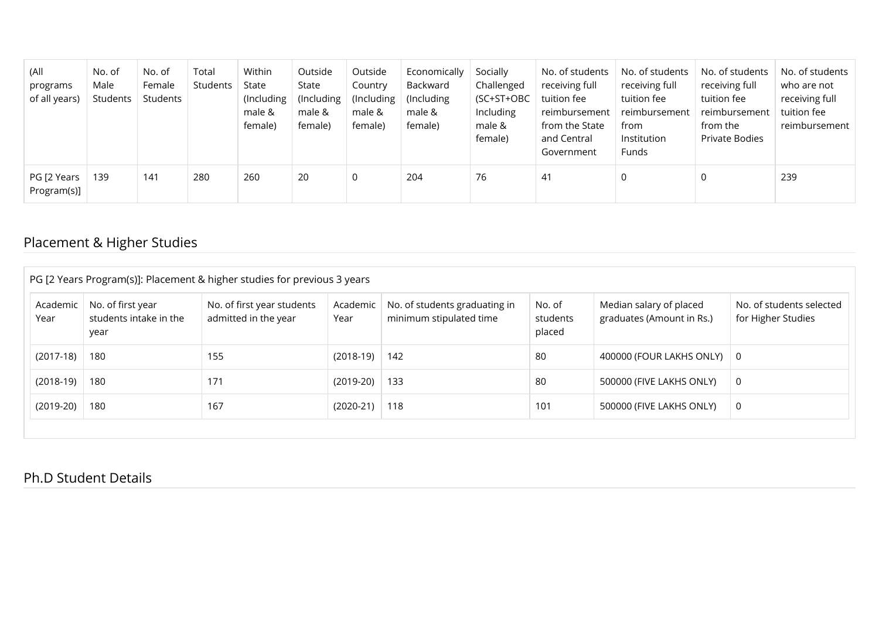| (All programs of all years) | No. of Male Students | No. of Female Students | Total Students | Within State (Including male & female) | Outside State (Including male & female) | Outside Country (Including male & female) | Economically Backward (Including male & female) | Socially Challenged (SC+ST+OBC Including male & female) | No. of students receiving full tuition fee reimbursement from the State and Central Government | No. of students receiving full tuition fee reimbursement from Institution Funds | No. of students receiving full tuition fee reimbursement from the Private Bodies | No. of students who are not receiving full tuition fee reimbursement |
|---|---|---|---|---|---|---|---|---|---|---|---|---|
| PG [2 Years Program(s)] | 139 | 141 | 280 | 260 | 20 | 0 | 204 | 76 | 41 | 0 | 0 | 239 |

## Placement & Higher Studies

PG [2 Years Program(s)]: Placement & higher studies for previous 3 years

| Academic Year | No. of first year students intake in the year | No. of first year students admitted in the year | Academic Year | No. of students graduating in minimum stipulated time | No. of students placed | Median salary of placed graduates (Amount in Rs.) | No. of students selected for Higher Studies |
|---|---|---|---|---|---|---|---|
| (2017-18) | 180 | 155 | (2018-19) | 142 | 80 | 400000 (FOUR LAKHS ONLY) | 0 |
| (2018-19) | 180 | 171 | (2019-20) | 133 | 80 | 500000 (FIVE LAKHS ONLY) | 0 |
| (2019-20) | 180 | 167 | (2020-21) | 118 | 101 | 500000 (FIVE LAKHS ONLY) | 0 |

## Ph.D Student Details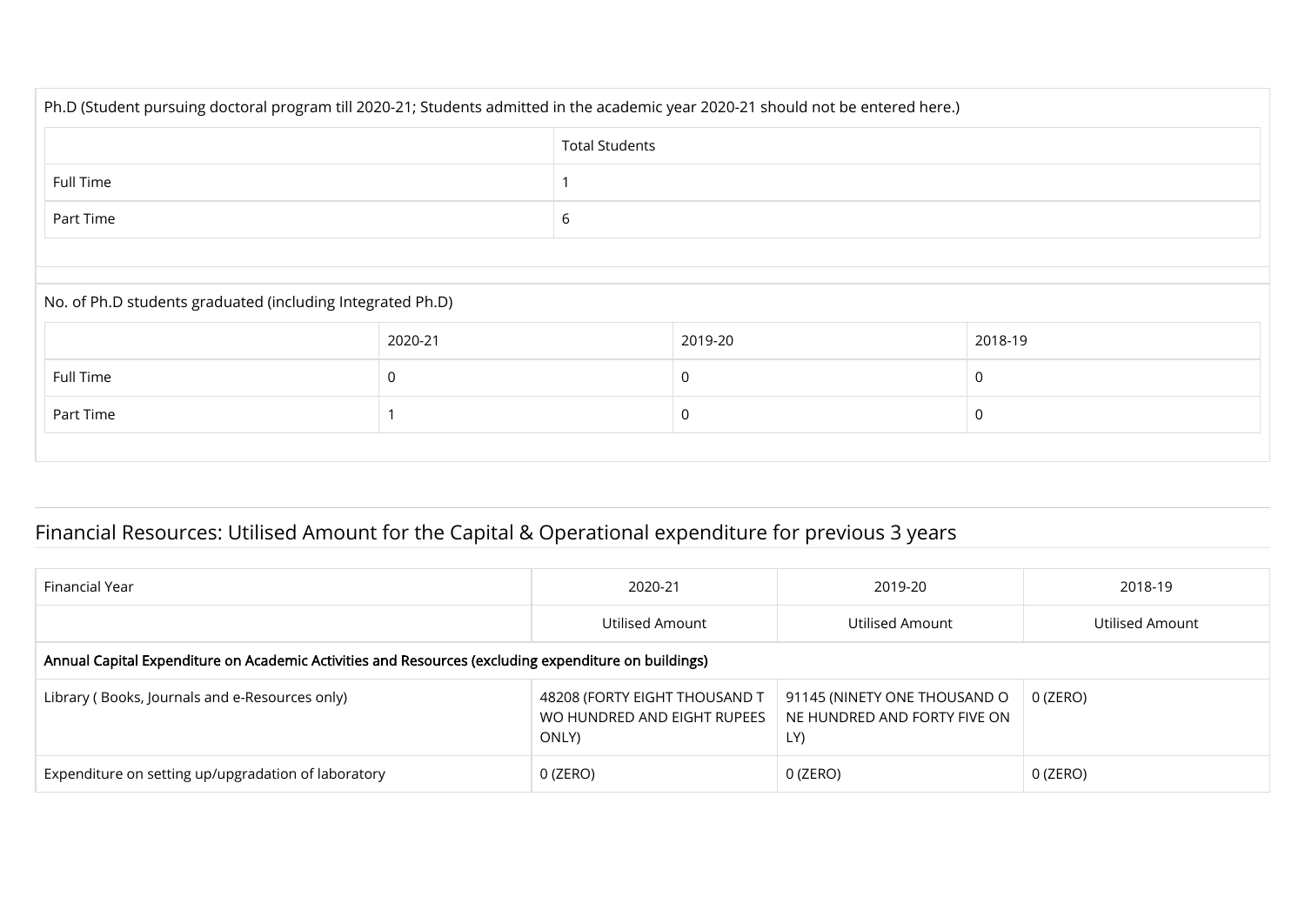Ph.D (Student pursuing doctoral program till 2020-21; Students admitted in the academic year 2020-21 should not be entered here.)

| | Total Students |
|---|---|
| Full Time | 1 |
| Part Time | 6 |

No. of Ph.D students graduated (including Integrated Ph.D)

| | 2020-21 | 2019-20 | 2018-19 |
|---|---|---|---|
| Full Time | 0 | 0 | 0 |
| Part Time | 1 | 0 | 0 |

## Financial Resources: Utilised Amount for the Capital & Operational expenditure for previous 3 years

| Financial Year | 2020-21 | 2019-20 | 2018-19 |
|---|---|---|---|
| | Utilised Amount | Utilised Amount | Utilised Amount |
| **Annual Capital Expenditure on Academic Activities and Resources (excluding expenditure on buildings)** | | | |
| Library ( Books, Journals and e-Resources only) | 48208 (FORTY EIGHT THOUSAND TWO HUNDRED AND EIGHT RUPEES ONLY) | 91145 (NINETY ONE THOUSAND ONE HUNDRED AND FORTY FIVE ONLY) | 0 (ZERO) |
| Expenditure on setting up/upgradation of laboratory | 0 (ZERO) | 0 (ZERO) | 0 (ZERO) |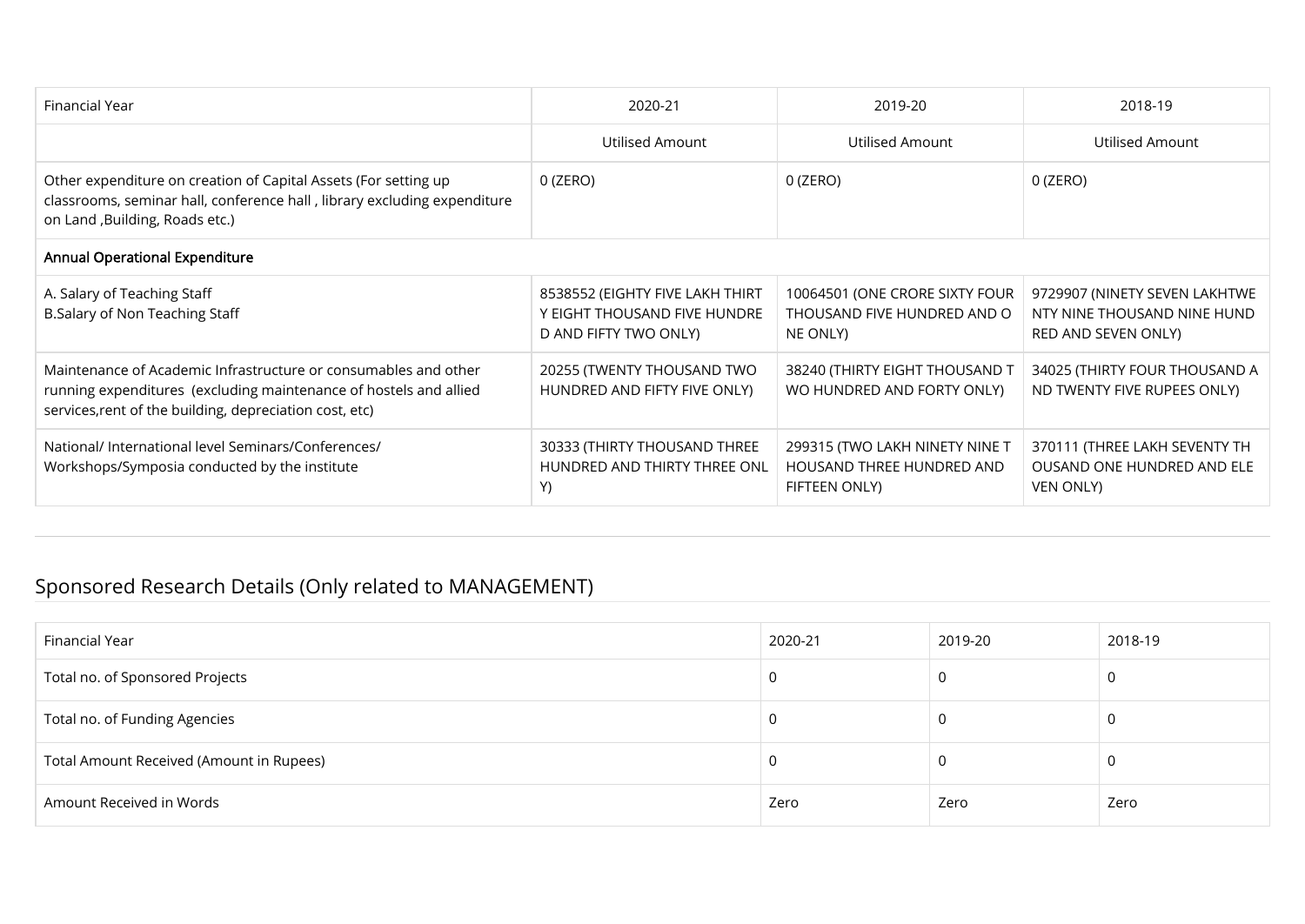| Financial Year | 2020-21 | 2019-20 | 2018-19 |
|---|---|---|---|
| | Utilised Amount | Utilised Amount | Utilised Amount |
| Other expenditure on creation of Capital Assets (For setting up classrooms, seminar hall, conference hall , library excluding expenditure on Land ,Building, Roads etc.) | 0 (ZERO) | 0 (ZERO) | 0 (ZERO) |
| **Annual Operational Expenditure** | | | |
| A. Salary of Teaching Staff<br>B.Salary of Non Teaching Staff | 8538552 (EIGHTY FIVE LAKH THIRTY EIGHT THOUSAND FIVE HUNDRED AND FIFTY TWO ONLY) | 10064501 (ONE CRORE SIXTY FOUR THOUSAND FIVE HUNDRED AND ONE ONLY) | 9729907 (NINETY SEVEN LAKHTWENTY NINE THOUSAND NINE HUNDRED AND SEVEN ONLY) |
| Maintenance of Academic Infrastructure or consumables and other running expenditures (excluding maintenance of hostels and allied services,rent of the building, depreciation cost, etc) | 20255 (TWENTY THOUSAND TWO HUNDRED AND FIFTY FIVE ONLY) | 38240 (THIRTY EIGHT THOUSAND TWO HUNDRED AND FORTY ONLY) | 34025 (THIRTY FOUR THOUSAND AND TWENTY FIVE RUPEES ONLY) |
| National/ International level Seminars/Conferences/ Workshops/Symposia conducted by the institute | 30333 (THIRTY THOUSAND THREE HUNDRED AND THIRTY THREE ONLY) | 299315 (TWO LAKH NINETY NINE THOUSAND THREE HUNDRED AND FIFTEEN ONLY) | 370111 (THREE LAKH SEVENTY THOUSAND ONE HUNDRED AND ELEVEN ONLY) |

## Sponsored Research Details (Only related to MANAGEMENT)

| Financial Year | 2020-21 | 2019-20 | 2018-19 |
|---|---|---|---|
| Total no. of Sponsored Projects | 0 | 0 | 0 |
| Total no. of Funding Agencies | 0 | 0 | 0 |
| Total Amount Received (Amount in Rupees) | 0 | 0 | 0 |
| Amount Received in Words | Zero | Zero | Zero |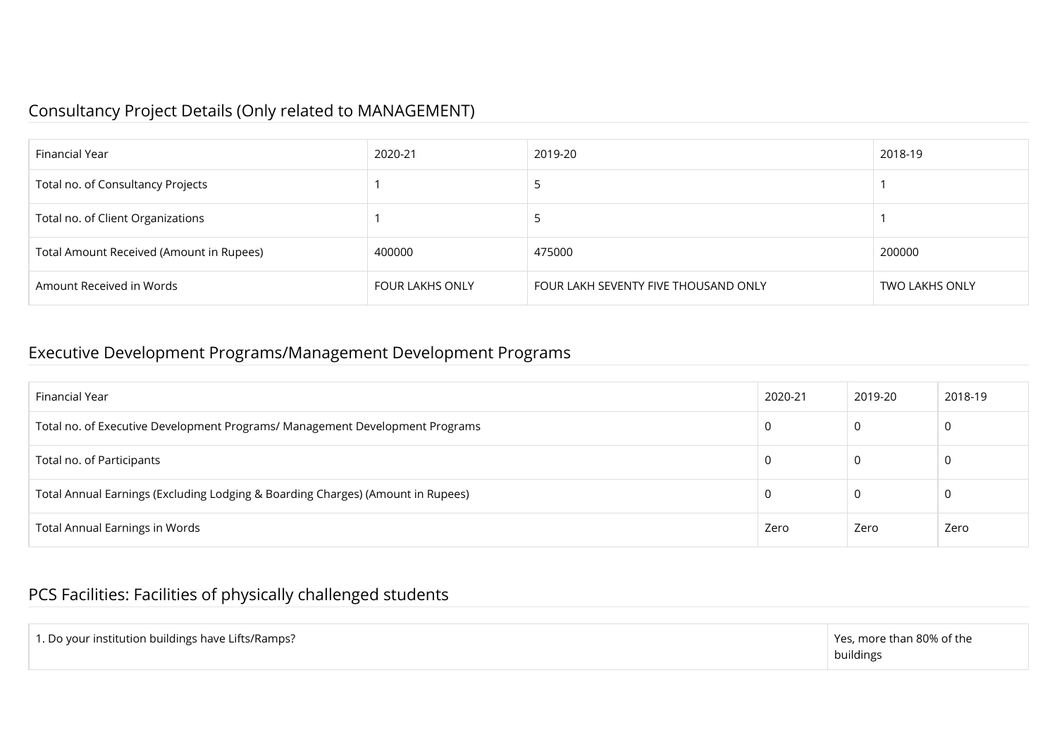## Consultancy Project Details (Only related to MANAGEMENT)

| Financial Year | 2020-21 | 2019-20 | 2018-19 |
|---|---|---|---|
| Total no. of Consultancy Projects | 1 | 5 | 1 |
| Total no. of Client Organizations | 1 | 5 | 1 |
| Total Amount Received (Amount in Rupees) | 400000 | 475000 | 200000 |
| Amount Received in Words | FOUR LAKHS ONLY | FOUR LAKH SEVENTY FIVE THOUSAND ONLY | TWO LAKHS ONLY |

## Executive Development Programs/Management Development Programs

| Financial Year | 2020-21 | 2019-20 | 2018-19 |
|---|---|---|---|
| Total no. of Executive Development Programs/ Management Development Programs | 0 | 0 | 0 |
| Total no. of Participants | 0 | 0 | 0 |
| Total Annual Earnings (Excluding Lodging & Boarding Charges) (Amount in Rupees) | 0 | 0 | 0 |
| Total Annual Earnings in Words | Zero | Zero | Zero |

## PCS Facilities: Facilities of physically challenged students

| | |
|---|---|
| 1. Do your institution buildings have Lifts/Ramps? | Yes, more than 80% of the buildings |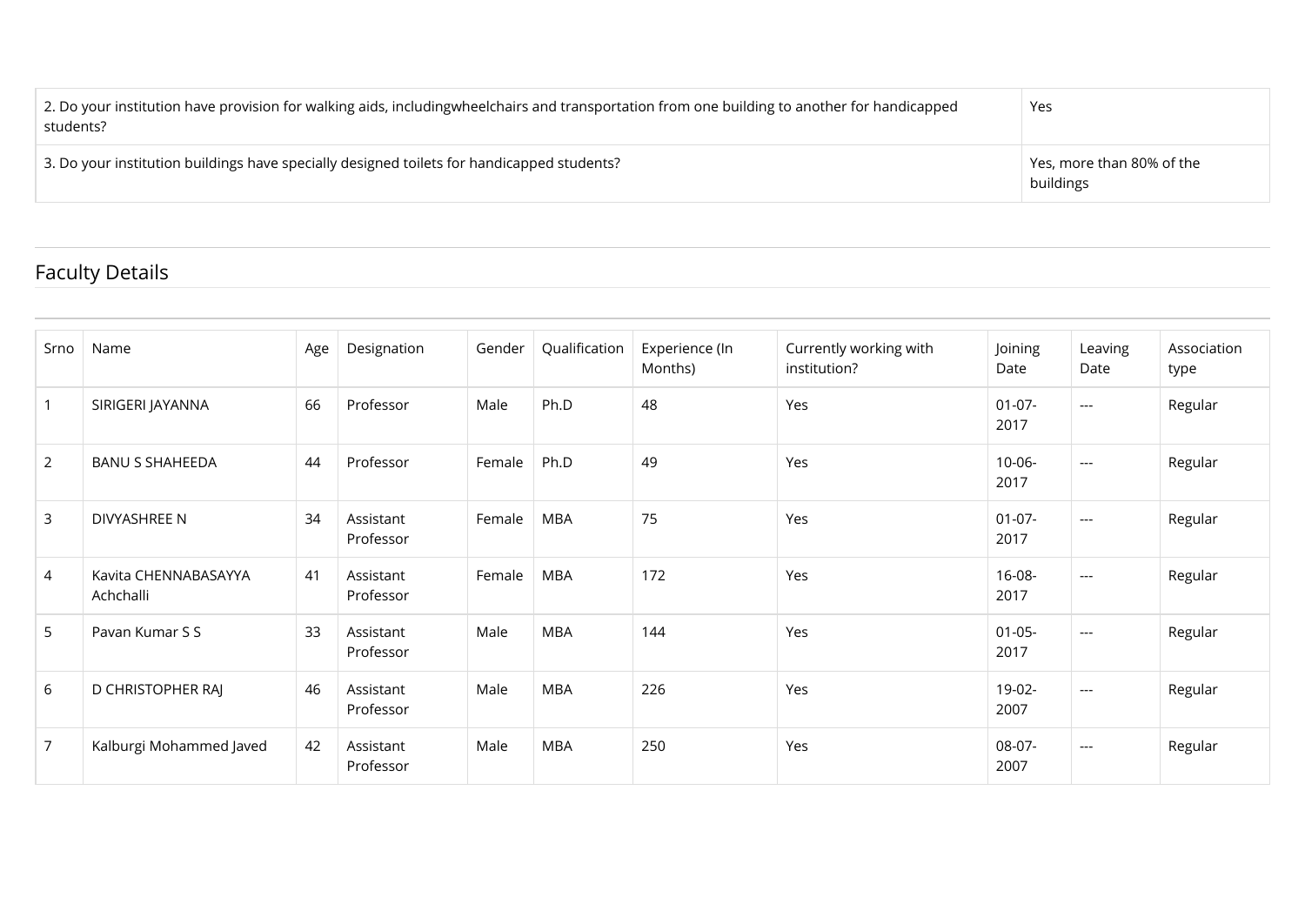| 2. Do your institution have provision for walking aids, includingwheelchairs and transportation from one building to another for handicapped students? | Yes |
| --- | --- |
| 3. Do your institution buildings have specially designed toilets for handicapped students? | Yes, more than 80% of the buildings |

## Faculty Details

| Srno | Name | Age | Designation | Gender | Qualification | Experience (In Months) | Currently working with institution? | Joining Date | Leaving Date | Association type |
| --- | --- | --- | --- | --- | --- | --- | --- | --- | --- | --- |
| 1 | SIRIGERI JAYANNA | 66 | Professor | Male | Ph.D | 48 | Yes | 01-07-2017 | --- | Regular |
| 2 | BANU S SHAHEEDA | 44 | Professor | Female | Ph.D | 49 | Yes | 10-06-2017 | --- | Regular |
| 3 | DIVYASHREE N | 34 | Assistant Professor | Female | MBA | 75 | Yes | 01-07-2017 | --- | Regular |
| 4 | Kavita CHENNABASAYYA Achchalli | 41 | Assistant Professor | Female | MBA | 172 | Yes | 16-08-2017 | --- | Regular |
| 5 | Pavan Kumar S S | 33 | Assistant Professor | Male | MBA | 144 | Yes | 01-05-2017 | --- | Regular |
| 6 | D CHRISTOPHER RAJ | 46 | Assistant Professor | Male | MBA | 226 | Yes | 19-02-2007 | --- | Regular |
| 7 | Kalburgi Mohammed Javed | 42 | Assistant Professor | Male | MBA | 250 | Yes | 08-07-2007 | --- | Regular |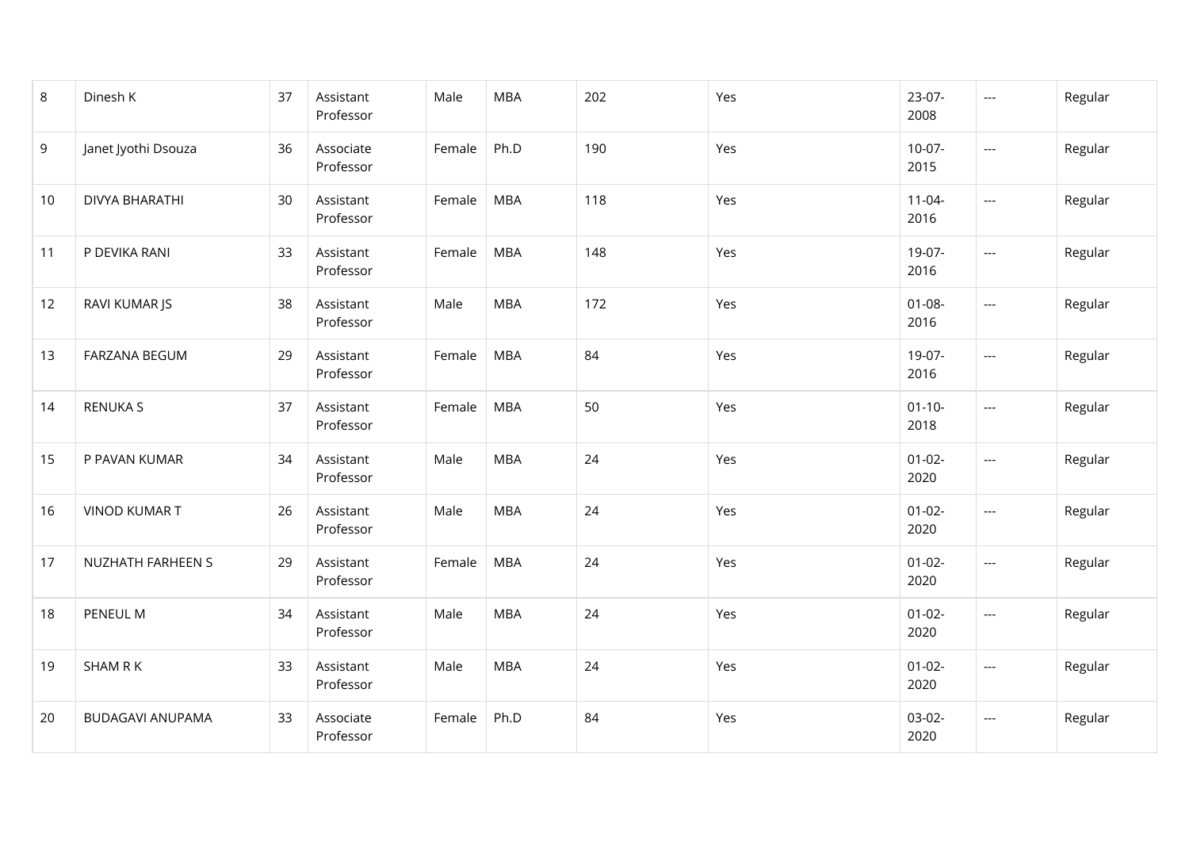| 8 | Dinesh K | 37 | Assistant Professor | Male | MBA | 202 | Yes | 23-07-2008 | --- | Regular |
|---|---|---|---|---|---|---|---|---|---|---|
| 9 | Janet Jyothi Dsouza | 36 | Associate Professor | Female | Ph.D | 190 | Yes | 10-07-2015 | --- | Regular |
| 10 | DIVYA BHARATHI | 30 | Assistant Professor | Female | MBA | 118 | Yes | 11-04-2016 | --- | Regular |
| 11 | P DEVIKA RANI | 33 | Assistant Professor | Female | MBA | 148 | Yes | 19-07-2016 | --- | Regular |
| 12 | RAVI KUMAR JS | 38 | Assistant Professor | Male | MBA | 172 | Yes | 01-08-2016 | --- | Regular |
| 13 | FARZANA BEGUM | 29 | Assistant Professor | Female | MBA | 84 | Yes | 19-07-2016 | --- | Regular |
| 14 | RENUKA S | 37 | Assistant Professor | Female | MBA | 50 | Yes | 01-10-2018 | --- | Regular |
| 15 | P PAVAN KUMAR | 34 | Assistant Professor | Male | MBA | 24 | Yes | 01-02-2020 | --- | Regular |
| 16 | VINOD KUMAR T | 26 | Assistant Professor | Male | MBA | 24 | Yes | 01-02-2020 | --- | Regular |
| 17 | NUZHATH FARHEEN S | 29 | Assistant Professor | Female | MBA | 24 | Yes | 01-02-2020 | --- | Regular |
| 18 | PENEUL M | 34 | Assistant Professor | Male | MBA | 24 | Yes | 01-02-2020 | --- | Regular |
| 19 | SHAM R K | 33 | Assistant Professor | Male | MBA | 24 | Yes | 01-02-2020 | --- | Regular |
| 20 | BUDAGAVI ANUPAMA | 33 | Associate Professor | Female | Ph.D | 84 | Yes | 03-02-2020 | --- | Regular |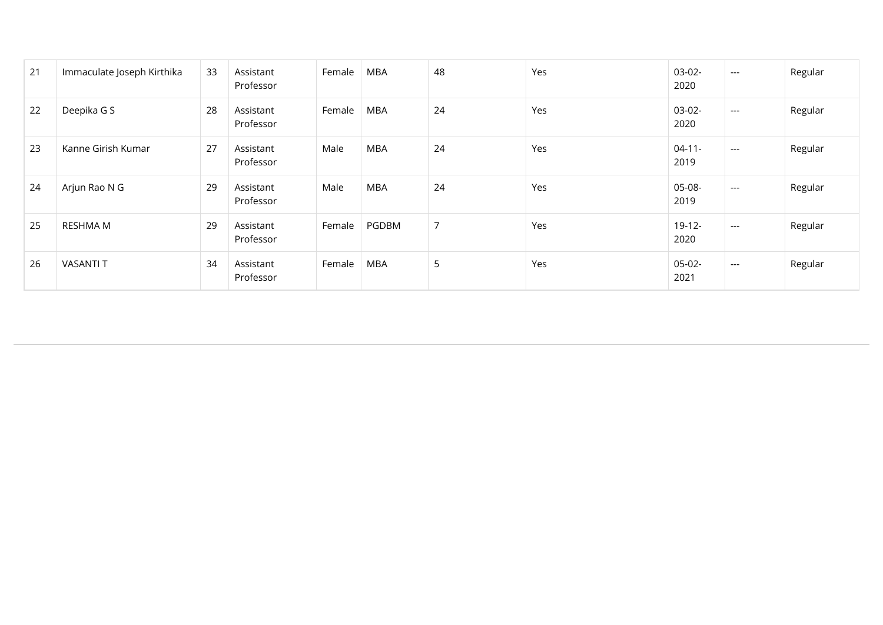| | | | | | | | | | | |
|---|---|---|---|---|---|---|---|---|---|---|
| 21 | Immaculate Joseph Kirthika | 33 | Assistant Professor | Female | MBA | 48 | Yes | 03-02-2020 | --- | Regular |
| 22 | Deepika G S | 28 | Assistant Professor | Female | MBA | 24 | Yes | 03-02-2020 | --- | Regular |
| 23 | Kanne Girish Kumar | 27 | Assistant Professor | Male | MBA | 24 | Yes | 04-11-2019 | --- | Regular |
| 24 | Arjun Rao N G | 29 | Assistant Professor | Male | MBA | 24 | Yes | 05-08-2019 | --- | Regular |
| 25 | RESHMA M | 29 | Assistant Professor | Female | PGDBM | 7 | Yes | 19-12-2020 | --- | Regular |
| 26 | VASANTI T | 34 | Assistant Professor | Female | MBA | 5 | Yes | 05-02-2021 | --- | Regular |